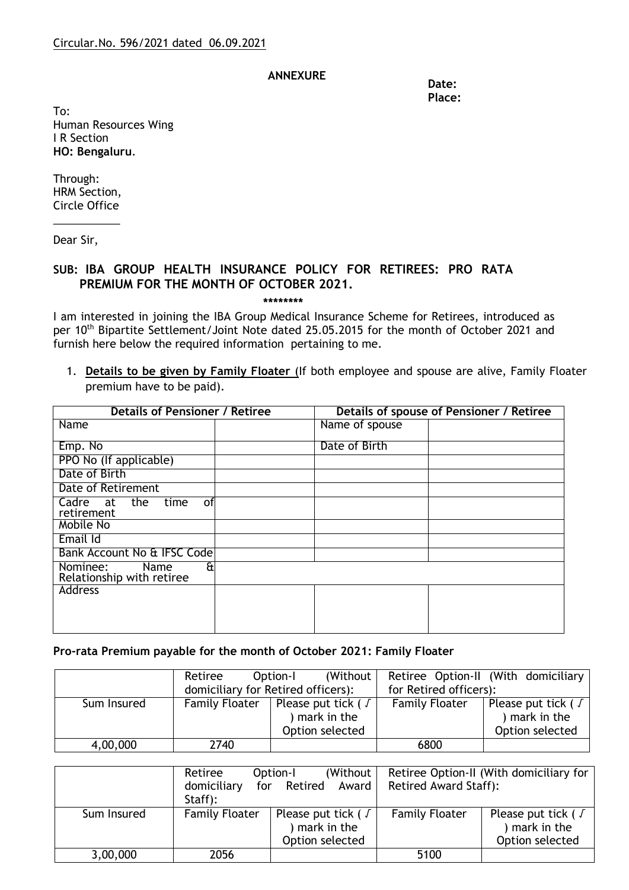Circular.No. 596/2021 dated 06.09.2021

**ANNEXURE**

**Date:**
**Place:**

To:
Human Resources Wing
I R Section
**HO: Bengaluru**.

Through:
HRM Section,
Circle Office
___________

Dear Sir,

## SUB: IBA GROUP HEALTH INSURANCE POLICY FOR RETIREES: PRO RATA PREMIUM FOR THE MONTH OF OCTOBER 2021.

\*\*\*\*\*\*\*\*

I am interested in joining the IBA Group Medical Insurance Scheme for Retirees, introduced as per 10th Bipartite Settlement/Joint Note dated 25.05.2015 for the month of October 2021 and furnish here below the required information pertaining to me.

1. **Details to be given by Family Floater** (If both employee and spouse are alive, Family Floater premium have to be paid).

| **Details of Pensioner / Retiree** | | **Details of spouse of Pensioner / Retiree** | |
|---|---|---|---|
| Name | | Name of spouse | |
| Emp. No | | Date of Birth | |
| PPO No (If applicable) | | | |
| Date of Birth | | | |
| Date of Retirement | | | |
| Cadre at the time of retirement | | | |
| Mobile No | | | |
| Email Id | | | |
| Bank Account No & IFSC Code | | | |
| Nominee: Name & Relationship with retiree | | | |
| Address | | | |

**Pro-rata Premium payable for the month of October 2021: Family Floater**

| | Retiree Option-I (Without domiciliary for Retired officers): | | Retiree Option-II (With domiciliary for Retired officers): | |
|---|---|---|---|---|
| Sum Insured | Family Floater | Please put tick ( √ ) mark in the Option selected | Family Floater | Please put tick ( √ ) mark in the Option selected |
| 4,00,000 | 2740 | | 6800 | |

| | Retiree Option-I (Without domiciliary for Retired Award Staff): | | Retiree Option-II (With domiciliary for Retired Award Staff): | |
|---|---|---|---|---|
| Sum Insured | Family Floater | Please put tick ( √ ) mark in the Option selected | Family Floater | Please put tick ( √ ) mark in the Option selected |
| 3,00,000 | 2056 | | 5100 | |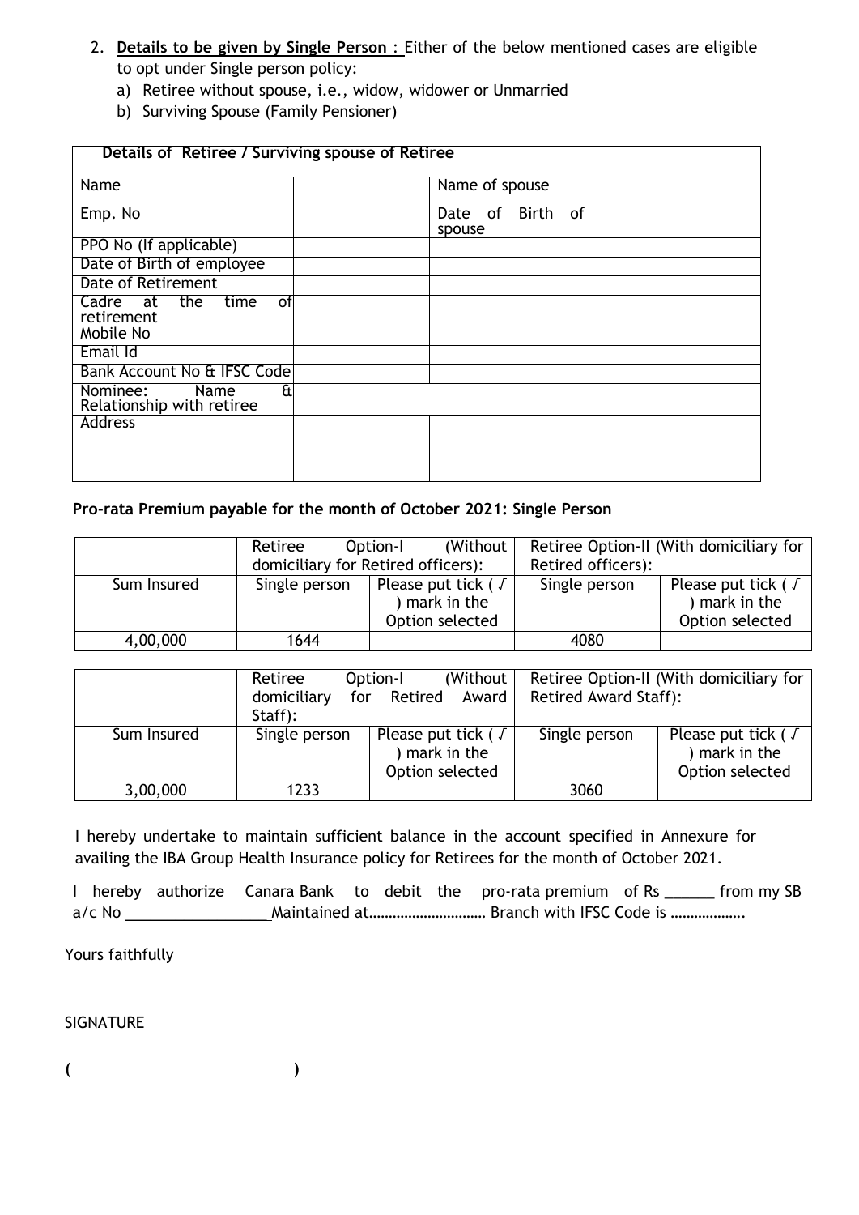2. **Details to be given by Single Person :** Either of the below mentioned cases are eligible to opt under Single person policy:
    a) Retiree without spouse, i.e., widow, widower or Unmarried
    b) Surviving Spouse (Family Pensioner)

| Details of Retiree / Surviving spouse of Retiree | | | |
|---|---|---|---|
| Name | | Name of spouse | |
| Emp. No | | Date of Birth of spouse | |
| PPO No (If applicable) | | | |
| Date of Birth of employee | | | |
| Date of Retirement | | | |
| Cadre at the time of retirement | | | |
| Mobile No | | | |
| Email Id | | | |
| Bank Account No & IFSC Code | | | |
| Nominee: Name & Relationship with retiree | | | |
| Address | | | |

**Pro-rata Premium payable for the month of October 2021: Single Person**

| | Retiree Option-I (Without domiciliary for Retired officers): | | Retiree Option-II (With domiciliary for Retired officers): | |
|---|---|---|---|---|
| Sum Insured | Single person | Please put tick ( √ ) mark in the Option selected | Single person | Please put tick ( √ ) mark in the Option selected |
| 4,00,000 | 1644 | | 4080 | |

| | Retiree Option-I (Without domiciliary for Retired Award Staff): | | Retiree Option-II (With domiciliary for Retired Award Staff): | |
|---|---|---|---|---|
| Sum Insured | Single person | Please put tick ( √ ) mark in the Option selected | Single person | Please put tick ( √ ) mark in the Option selected |
| 3,00,000 | 1233 | | 3060 | |

I hereby undertake to maintain sufficient balance in the account specified in Annexure for availing the IBA Group Health Insurance policy for Retirees for the month of October 2021.

I hereby authorize Canara Bank to debit the pro-rata premium of Rs ______ from my SB a/c No _________________ Maintained at………………………… Branch with IFSC Code is ……………….

Yours faithfully

SIGNATURE

( )